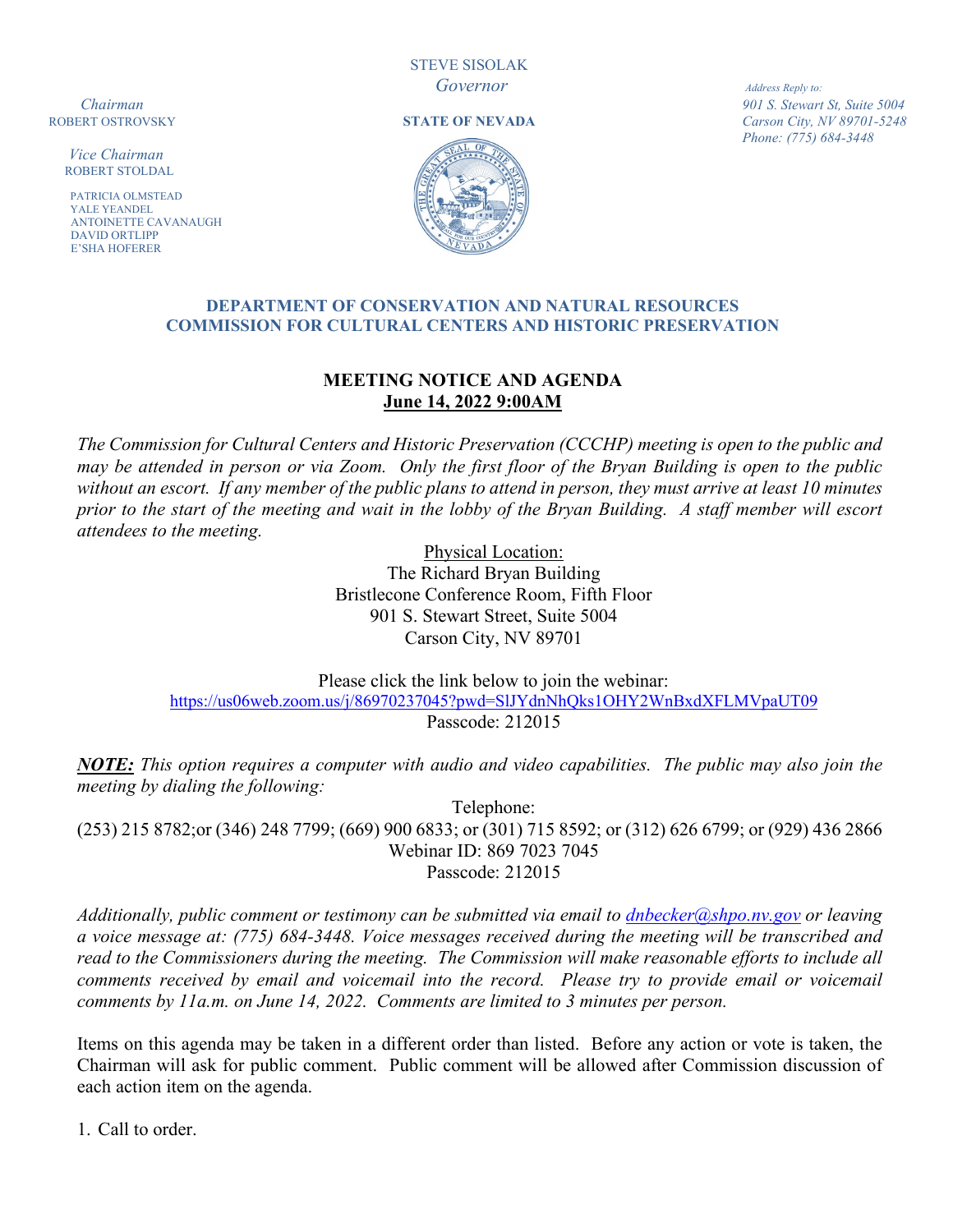STEVE SISOLAK
*Governor*

**STATE OF NEVADA**

*Chairman*
ROBERT OSTROVSKY

*Vice Chairman*
ROBERT STOLDAL

PATRICIA OLMSTEAD
YALE YEANDEL
ANTOINETTE CAVANAUGH
DAVID ORTLIPP
E'SHA HOFERER

*Address Reply to:*
*901 S. Stewart St, Suite 5004*
*Carson City, NV 89701-5248*
*Phone: (775) 684-3448*

## DEPARTMENT OF CONSERVATION AND NATURAL RESOURCES
## COMMISSION FOR CULTURAL CENTERS AND HISTORIC PRESERVATION

### MEETING NOTICE AND AGENDA
**June 14, 2022 9:00AM**

*The Commission for Cultural Centers and Historic Preservation (CCCHP) meeting is open to the public and may be attended in person or via Zoom. Only the first floor of the Bryan Building is open to the public without an escort. If any member of the public plans to attend in person, they must arrive at least 10 minutes prior to the start of the meeting and wait in the lobby of the Bryan Building. A staff member will escort attendees to the meeting.*

Physical Location:
The Richard Bryan Building
Bristlecone Conference Room, Fifth Floor
901 S. Stewart Street, Suite 5004
Carson City, NV 89701

Please click the link below to join the webinar:
https://us06web.zoom.us/j/86970237045?pwd=SlJYdnNhQks1OHY2WnBxdXFLMVpaUT09
Passcode: 212015

***NOTE:*** *This option requires a computer with audio and video capabilities. The public may also join the meeting by dialing the following:*

Telephone:
(253) 215 8782;or (346) 248 7799; (669) 900 6833; or (301) 715 8592; or (312) 626 6799; or (929) 436 2866
Webinar ID: 869 7023 7045
Passcode: 212015

*Additionally, public comment or testimony can be submitted via email to dnbecker@shpo.nv.gov or leaving a voice message at: (775) 684-3448. Voice messages received during the meeting will be transcribed and read to the Commissioners during the meeting. The Commission will make reasonable efforts to include all comments received by email and voicemail into the record. Please try to provide email or voicemail comments by 11a.m. on June 14, 2022. Comments are limited to 3 minutes per person.*

Items on this agenda may be taken in a different order than listed. Before any action or vote is taken, the Chairman will ask for public comment. Public comment will be allowed after Commission discussion of each action item on the agenda.

1. Call to order.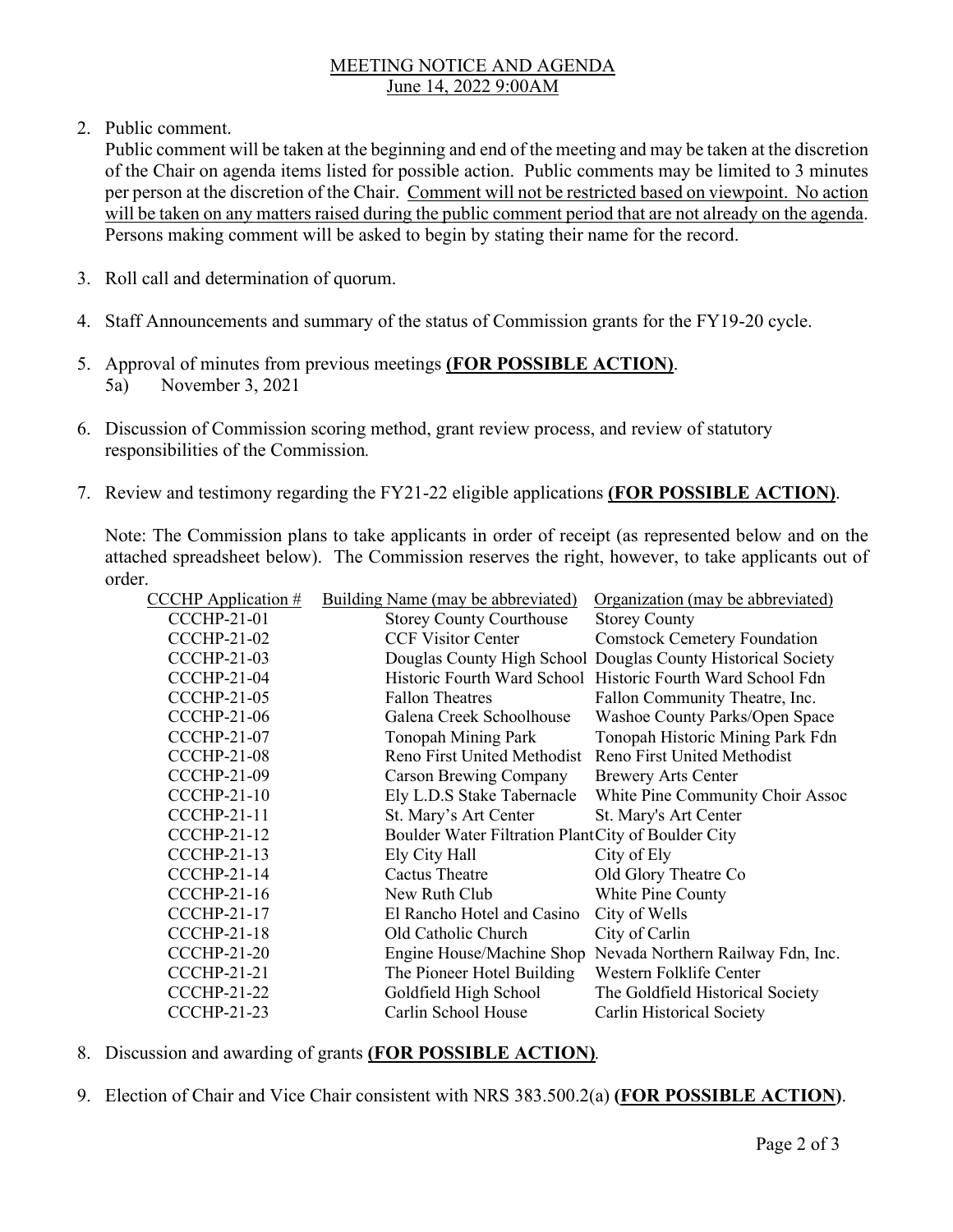MEETING NOTICE AND AGENDA
June 14, 2022 9:00AM

2. Public comment.
   Public comment will be taken at the beginning and end of the meeting and may be taken at the discretion of the Chair on agenda items listed for possible action. Public comments may be limited to 3 minutes per person at the discretion of the Chair. Comment will not be restricted based on viewpoint. No action will be taken on any matters raised during the public comment period that are not already on the agenda. Persons making comment will be asked to begin by stating their name for the record.

3. Roll call and determination of quorum.

4. Staff Announcements and summary of the status of Commission grants for the FY19-20 cycle.

5. Approval of minutes from previous meetings **(FOR POSSIBLE ACTION)**.
   5a) November 3, 2021

6. Discussion of Commission scoring method, grant review process, and review of statutory responsibilities of the Commission.

7. Review and testimony regarding the FY21-22 eligible applications **(FOR POSSIBLE ACTION)**.

   Note: The Commission plans to take applicants in order of receipt (as represented below and on the attached spreadsheet below). The Commission reserves the right, however, to take applicants out of order.

| CCCHP Application # | Building Name (may be abbreviated) | Organization (may be abbreviated) |
|---|---|---|
| CCCHP-21-01 | Storey County Courthouse | Storey County |
| CCCHP-21-02 | CCF Visitor Center | Comstock Cemetery Foundation |
| CCCHP-21-03 | Douglas County High School | Douglas County Historical Society |
| CCCHP-21-04 | Historic Fourth Ward School | Historic Fourth Ward School Fdn |
| CCCHP-21-05 | Fallon Theatres | Fallon Community Theatre, Inc. |
| CCCHP-21-06 | Galena Creek Schoolhouse | Washoe County Parks/Open Space |
| CCCHP-21-07 | Tonopah Mining Park | Tonopah Historic Mining Park Fdn |
| CCCHP-21-08 | Reno First United Methodist | Reno First United Methodist |
| CCCHP-21-09 | Carson Brewing Company | Brewery Arts Center |
| CCCHP-21-10 | Ely L.D.S Stake Tabernacle | White Pine Community Choir Assoc |
| CCCHP-21-11 | St. Mary's Art Center | St. Mary's Art Center |
| CCCHP-21-12 | Boulder Water Filtration Plant | City of Boulder City |
| CCCHP-21-13 | Ely City Hall | City of Ely |
| CCCHP-21-14 | Cactus Theatre | Old Glory Theatre Co |
| CCCHP-21-16 | New Ruth Club | White Pine County |
| CCCHP-21-17 | El Rancho Hotel and Casino | City of Wells |
| CCCHP-21-18 | Old Catholic Church | City of Carlin |
| CCCHP-21-20 | Engine House/Machine Shop | Nevada Northern Railway Fdn, Inc. |
| CCCHP-21-21 | The Pioneer Hotel Building | Western Folklife Center |
| CCCHP-21-22 | Goldfield High School | The Goldfield Historical Society |
| CCCHP-21-23 | Carlin School House | Carlin Historical Society |

8. Discussion and awarding of grants **(FOR POSSIBLE ACTION)**.

9. Election of Chair and Vice Chair consistent with NRS 383.500.2(a) **(FOR POSSIBLE ACTION)**.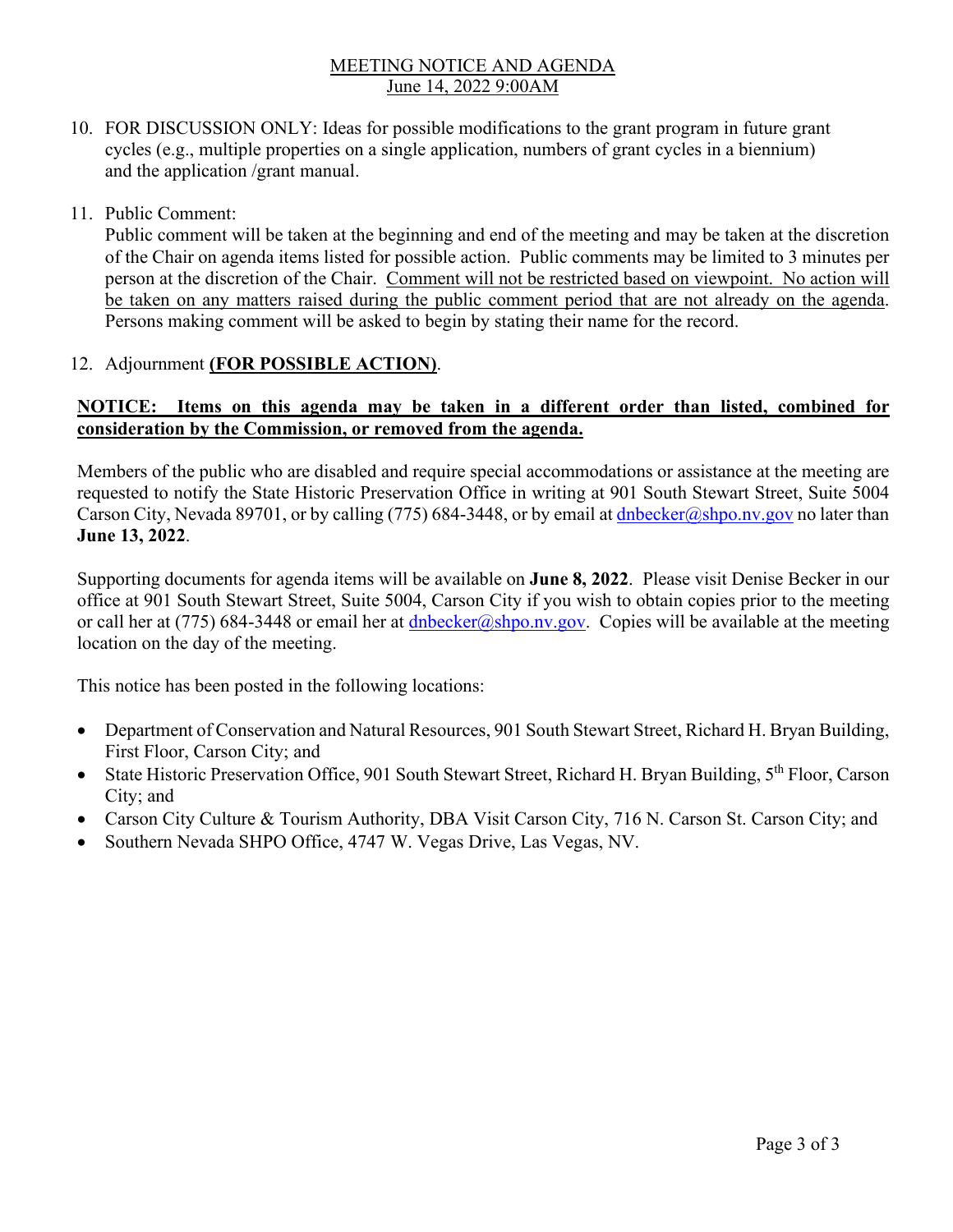MEETING NOTICE AND AGENDA
June 14, 2022 9:00AM

10. FOR DISCUSSION ONLY: Ideas for possible modifications to the grant program in future grant cycles (e.g., multiple properties on a single application, numbers of grant cycles in a biennium) and the application /grant manual.

11. Public Comment:
    Public comment will be taken at the beginning and end of the meeting and may be taken at the discretion of the Chair on agenda items listed for possible action. Public comments may be limited to 3 minutes per person at the discretion of the Chair. Comment will not be restricted based on viewpoint. No action will be taken on any matters raised during the public comment period that are not already on the agenda. Persons making comment will be asked to begin by stating their name for the record.

12. Adjournment **(FOR POSSIBLE ACTION)**.

**NOTICE: Items on this agenda may be taken in a different order than listed, combined for consideration by the Commission, or removed from the agenda.**

Members of the public who are disabled and require special accommodations or assistance at the meeting are requested to notify the State Historic Preservation Office in writing at 901 South Stewart Street, Suite 5004 Carson City, Nevada 89701, or by calling (775) 684-3448, or by email at dnbecker@shpo.nv.gov no later than **June 13, 2022**.

Supporting documents for agenda items will be available on **June 8, 2022**. Please visit Denise Becker in our office at 901 South Stewart Street, Suite 5004, Carson City if you wish to obtain copies prior to the meeting or call her at (775) 684-3448 or email her at dnbecker@shpo.nv.gov. Copies will be available at the meeting location on the day of the meeting.

This notice has been posted in the following locations:

- Department of Conservation and Natural Resources, 901 South Stewart Street, Richard H. Bryan Building, First Floor, Carson City; and
- State Historic Preservation Office, 901 South Stewart Street, Richard H. Bryan Building, 5th Floor, Carson City; and
- Carson City Culture & Tourism Authority, DBA Visit Carson City, 716 N. Carson St. Carson City; and
- Southern Nevada SHPO Office, 4747 W. Vegas Drive, Las Vegas, NV.